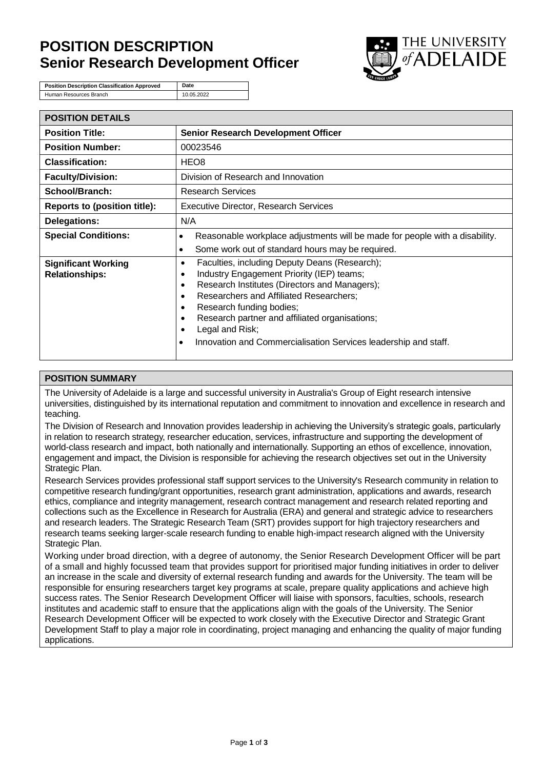# POSITION DESCRIPTION
# Senior Research Development Officer

| Position Description Classification Approved | Date |
|---|---|
| Human Resources Branch | 10.05.2022 |

| POSITION DETAILS | |
|---|---|
| **Position Title:** | **Senior Research Development Officer** |
| **Position Number:** | 00023546 |
| **Classification:** | HEO8 |
| **Faculty/Division:** | Division of Research and Innovation |
| **School/Branch:** | Research Services |
| **Reports to (position title):** | Executive Director, Research Services |
| **Delegations:** | N/A |
| **Special Conditions:** | • Reasonable workplace adjustments will be made for people with a disability.<br>• Some work out of standard hours may be required. |
| **Significant Working Relationships:** | • Faculties, including Deputy Deans (Research);<br>• Industry Engagement Priority (IEP) teams;<br>• Research Institutes (Directors and Managers);<br>• Researchers and Affiliated Researchers;<br>• Research funding bodies;<br>• Research partner and affiliated organisations;<br>• Legal and Risk;<br>• Innovation and Commercialisation Services leadership and staff. |

## POSITION SUMMARY

The University of Adelaide is a large and successful university in Australia's Group of Eight research intensive universities, distinguished by its international reputation and commitment to innovation and excellence in research and teaching.

The Division of Research and Innovation provides leadership in achieving the University's strategic goals, particularly in relation to research strategy, researcher education, services, infrastructure and supporting the development of world-class research and impact, both nationally and internationally. Supporting an ethos of excellence, innovation, engagement and impact, the Division is responsible for achieving the research objectives set out in the University Strategic Plan.

Research Services provides professional staff support services to the University's Research community in relation to competitive research funding/grant opportunities, research grant administration, applications and awards, research ethics, compliance and integrity management, research contract management and research related reporting and collections such as the Excellence in Research for Australia (ERA) and general and strategic advice to researchers and research leaders. The Strategic Research Team (SRT) provides support for high trajectory researchers and research teams seeking larger-scale research funding to enable high-impact research aligned with the University Strategic Plan.

Working under broad direction, with a degree of autonomy, the Senior Research Development Officer will be part of a small and highly focussed team that provides support for prioritised major funding initiatives in order to deliver an increase in the scale and diversity of external research funding and awards for the University. The team will be responsible for ensuring researchers target key programs at scale, prepare quality applications and achieve high success rates. The Senior Research Development Officer will liaise with sponsors, faculties, schools, research institutes and academic staff to ensure that the applications align with the goals of the University. The Senior Research Development Officer will be expected to work closely with the Executive Director and Strategic Grant Development Staff to play a major role in coordinating, project managing and enhancing the quality of major funding applications.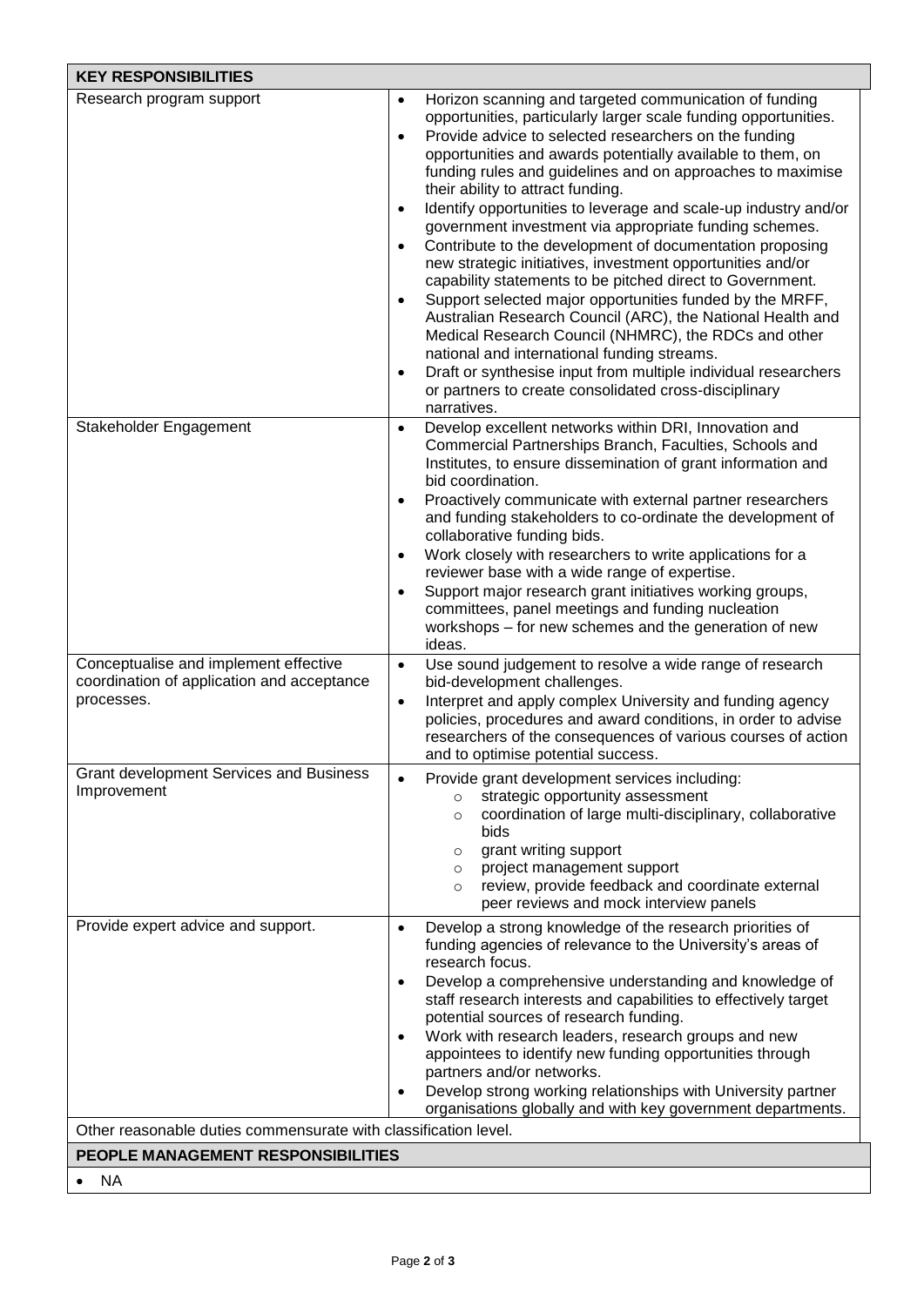| KEY RESPONSIBILITIES | |
|---|---|
| Research program support | • Horizon scanning and targeted communication of funding opportunities, particularly larger scale funding opportunities.<br>• Provide advice to selected researchers on the funding opportunities and awards potentially available to them, on funding rules and guidelines and on approaches to maximise their ability to attract funding.<br>• Identify opportunities to leverage and scale-up industry and/or government investment via appropriate funding schemes.<br>• Contribute to the development of documentation proposing new strategic initiatives, investment opportunities and/or capability statements to be pitched direct to Government.<br>• Support selected major opportunities funded by the MRFF, Australian Research Council (ARC), the National Health and Medical Research Council (NHMRC), the RDCs and other national and international funding streams.<br>• Draft or synthesise input from multiple individual researchers or partners to create consolidated cross-disciplinary narratives. |
| Stakeholder Engagement | • Develop excellent networks within DRI, Innovation and Commercial Partnerships Branch, Faculties, Schools and Institutes, to ensure dissemination of grant information and bid coordination.<br>• Proactively communicate with external partner researchers and funding stakeholders to co-ordinate the development of collaborative funding bids.<br>• Work closely with researchers to write applications for a reviewer base with a wide range of expertise.<br>• Support major research grant initiatives working groups, committees, panel meetings and funding nucleation workshops – for new schemes and the generation of new ideas. |
| Conceptualise and implement effective coordination of application and acceptance processes. | • Use sound judgement to resolve a wide range of research bid-development challenges.<br>• Interpret and apply complex University and funding agency policies, procedures and award conditions, in order to advise researchers of the consequences of various courses of action and to optimise potential success. |
| Grant development Services and Business Improvement | • Provide grant development services including:<br>  ○ strategic opportunity assessment<br>  ○ coordination of large multi-disciplinary, collaborative bids<br>  ○ grant writing support<br>  ○ project management support<br>  ○ review, provide feedback and coordinate external peer reviews and mock interview panels |
| Provide expert advice and support. | • Develop a strong knowledge of the research priorities of funding agencies of relevance to the University's areas of research focus.<br>• Develop a comprehensive understanding and knowledge of staff research interests and capabilities to effectively target potential sources of research funding.<br>• Work with research leaders, research groups and new appointees to identify new funding opportunities through partners and/or networks.<br>• Develop strong working relationships with University partner organisations globally and with key government departments. |
| Other reasonable duties commensurate with classification level. | |

**PEOPLE MANAGEMENT RESPONSIBILITIES**

- NA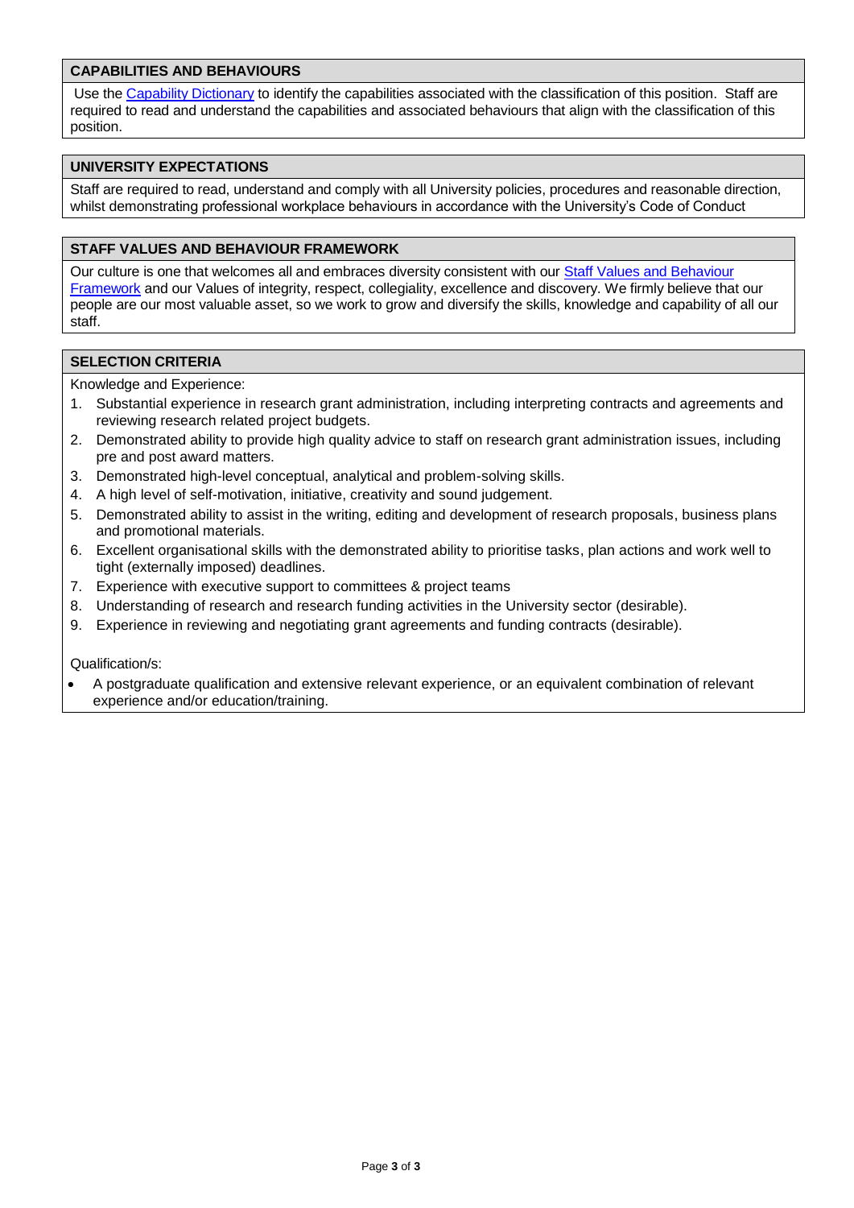## CAPABILITIES AND BEHAVIOURS

Use the Capability Dictionary to identify the capabilities associated with the classification of this position. Staff are required to read and understand the capabilities and associated behaviours that align with the classification of this position.

## UNIVERSITY EXPECTATIONS

Staff are required to read, understand and comply with all University policies, procedures and reasonable direction, whilst demonstrating professional workplace behaviours in accordance with the University's Code of Conduct

## STAFF VALUES AND BEHAVIOUR FRAMEWORK

Our culture is one that welcomes all and embraces diversity consistent with our Staff Values and Behaviour Framework and our Values of integrity, respect, collegiality, excellence and discovery. We firmly believe that our people are our most valuable asset, so we work to grow and diversify the skills, knowledge and capability of all our staff.

## SELECTION CRITERIA

Knowledge and Experience:

1. Substantial experience in research grant administration, including interpreting contracts and agreements and reviewing research related project budgets.
2. Demonstrated ability to provide high quality advice to staff on research grant administration issues, including pre and post award matters.
3. Demonstrated high-level conceptual, analytical and problem-solving skills.
4. A high level of self-motivation, initiative, creativity and sound judgement.
5. Demonstrated ability to assist in the writing, editing and development of research proposals, business plans and promotional materials.
6. Excellent organisational skills with the demonstrated ability to prioritise tasks, plan actions and work well to tight (externally imposed) deadlines.
7. Experience with executive support to committees & project teams
8. Understanding of research and research funding activities in the University sector (desirable).
9. Experience in reviewing and negotiating grant agreements and funding contracts (desirable).

Qualification/s:

- A postgraduate qualification and extensive relevant experience, or an equivalent combination of relevant experience and/or education/training.